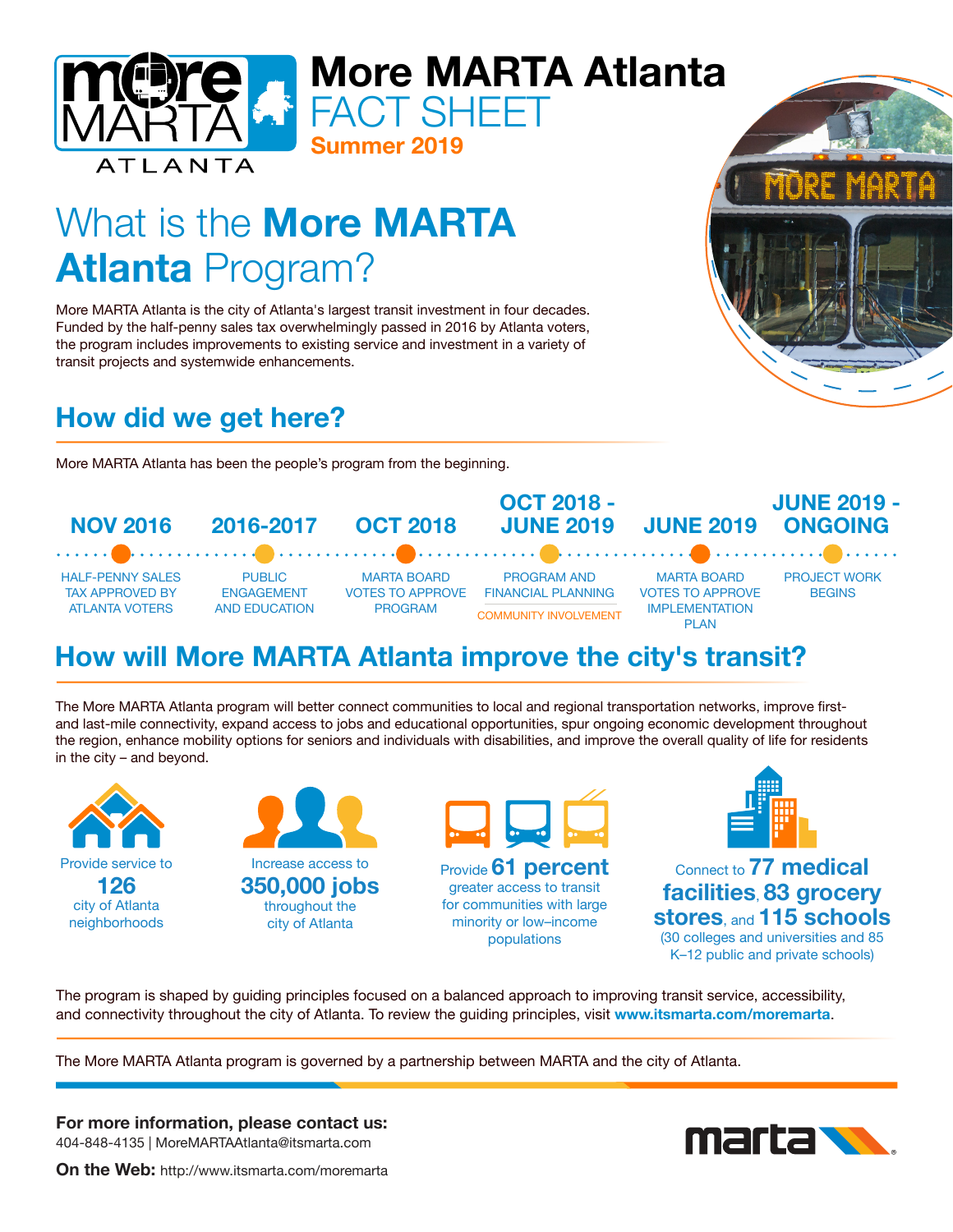# More MARTA Atlanta FACT SHEET

**Summer 2019**

## What is the **More MARTA Atlanta** Program?

More MARTA Atlanta is the city of Atlanta's largest transit investment in four decades. Funded by the half-penny sales tax overwhelmingly passed in 2016 by Atlanta voters, the program includes improvements to existing service and investment in a variety of transit projects and systemwide enhancements.

## How did we get here?

More MARTA Atlanta has been the people's program from the beginning.

- **NOV 2016** — HALF-PENNY SALES TAX APPROVED BY ATLANTA VOTERS
- **2016-2017** — PUBLIC ENGAGEMENT AND EDUCATION
- **OCT 2018** — MARTA BOARD VOTES TO APPROVE PROGRAM
- **OCT 2018 - JUNE 2019** — PROGRAM AND FINANCIAL PLANNING; COMMUNITY INVOLVEMENT
- **JUNE 2019** — MARTA BOARD VOTES TO APPROVE IMPLEMENTATION PLAN
- **JUNE 2019 - ONGOING** — PROJECT WORK BEGINS

## How will More MARTA Atlanta improve the city's transit?

The More MARTA Atlanta program will better connect communities to local and regional transportation networks, improve first- and last-mile connectivity, expand access to jobs and educational opportunities, spur ongoing economic development throughout the region, enhance mobility options for seniors and individuals with disabilities, and improve the overall quality of life for residents in the city – and beyond.

- Provide service to **126** city of Atlanta neighborhoods
- Increase access to **350,000 jobs** throughout the city of Atlanta
- Provide **61 percent** greater access to transit for communities with large minority or low–income populations
- Connect to **77 medical facilities**, **83 grocery stores**, and **115 schools** (30 colleges and universities and 85 K–12 public and private schools)

The program is shaped by guiding principles focused on a balanced approach to improving transit service, accessibility, and connectivity throughout the city of Atlanta. To review the guiding principles, visit **www.itsmarta.com/moremarta**.

The More MARTA Atlanta program is governed by a partnership between MARTA and the city of Atlanta.

**For more information, please contact us:**
404-848-4135 | MoreMARTAAtlanta@itsmarta.com

**On the Web:** http://www.itsmarta.com/moremarta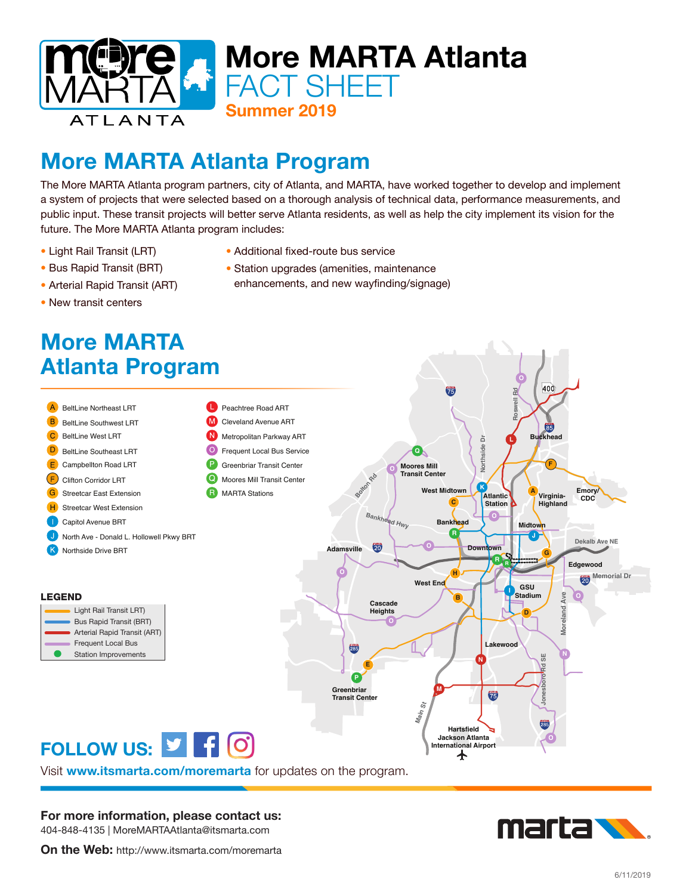# More MARTA Atlanta FACT SHEET

**Summer 2019**

## More MARTA Atlanta Program

The More MARTA Atlanta program partners, city of Atlanta, and MARTA, have worked together to develop and implement a system of projects that were selected based on a thorough analysis of technical data, performance measurements, and public input. These transit projects will better serve Atlanta residents, as well as help the city implement its vision for the future. The More MARTA Atlanta program includes:

- Light Rail Transit (LRT)
- Bus Rapid Transit (BRT)
- Arterial Rapid Transit (ART)
- New transit centers
- Additional fixed-route bus service
- Station upgrades (amenities, maintenance enhancements, and new wayfinding/signage)

## More MARTA Atlanta Program

- A BeltLine Northeast LRT
- B BeltLine Southwest LRT
- C BeltLine West LRT
- D BeltLine Southeast LRT
- E Campbellton Road LRT
- F Clifton Corridor LRT
- G Streetcar East Extension
- H Streetcar West Extension
- I Capitol Avenue BRT
- J North Ave - Donald L. Hollowell Pkwy BRT
- K Northside Drive BRT
- L Peachtree Road ART
- M Cleveland Avenue ART
- N Metropolitan Parkway ART
- O Frequent Local Bus Service
- P Greenbriar Transit Center
- Q Moores Mill Transit Center
- R MARTA Stations

**LEGEND**

- Light Rail Transit (LRT)
- Bus Rapid Transit (BRT)
- Arterial Rapid Transit (ART)
- Frequent Local Bus
- Station Improvements

Moores Mill Transit Center
Roswell Rd
400
85
Buckhead
75
Northside Dr
Bolton Rd
West Midtown
Atlantic Station
Virginia-Highland
Emory/CDC
Bankhead Hwy
Bankhead
Midtown
Adamsville
20
Downtown
Dekalb Ave NE
Edgewood
West End
GSU Stadium
20
Memorial Dr
Cascade Heights
Moreland Ave
Lakewood
285
Greenbriar Transit Center
Jonesboro Rd SE
75
Main St
285
Hartsfield Jackson Atlanta International Airport

**FOLLOW US:**

Visit **www.itsmarta.com/moremarta** for updates on the program.

**For more information, please contact us:**
404-848-4135 | MoreMARTAAtlanta@itsmarta.com

**On the Web:** http://www.itsmarta.com/moremarta

6/11/2019